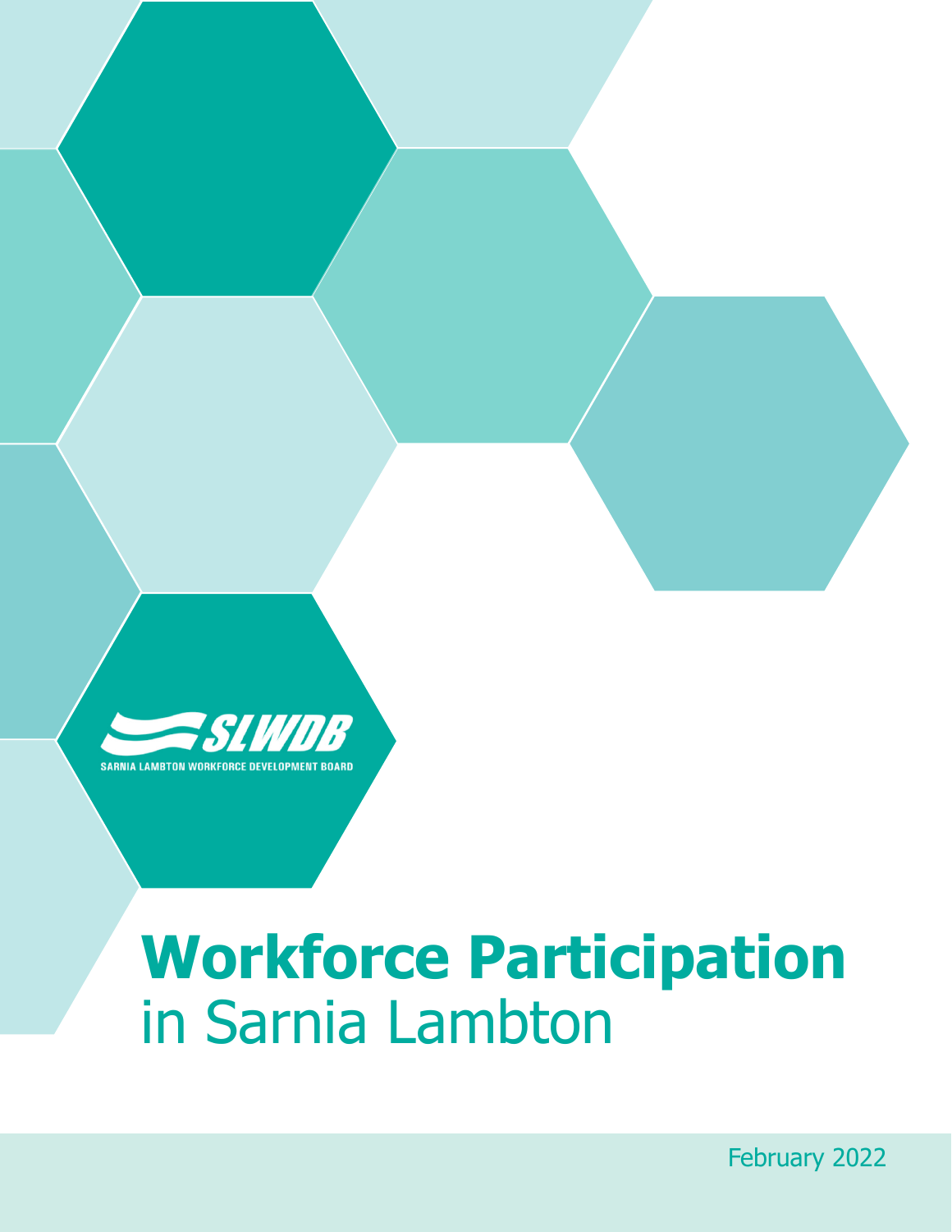SLWDB

SARNIA LAMBTON WORKFORCE DEVELOPMENT BOARD

# Workforce Participation in Sarnia Lambton

February 2022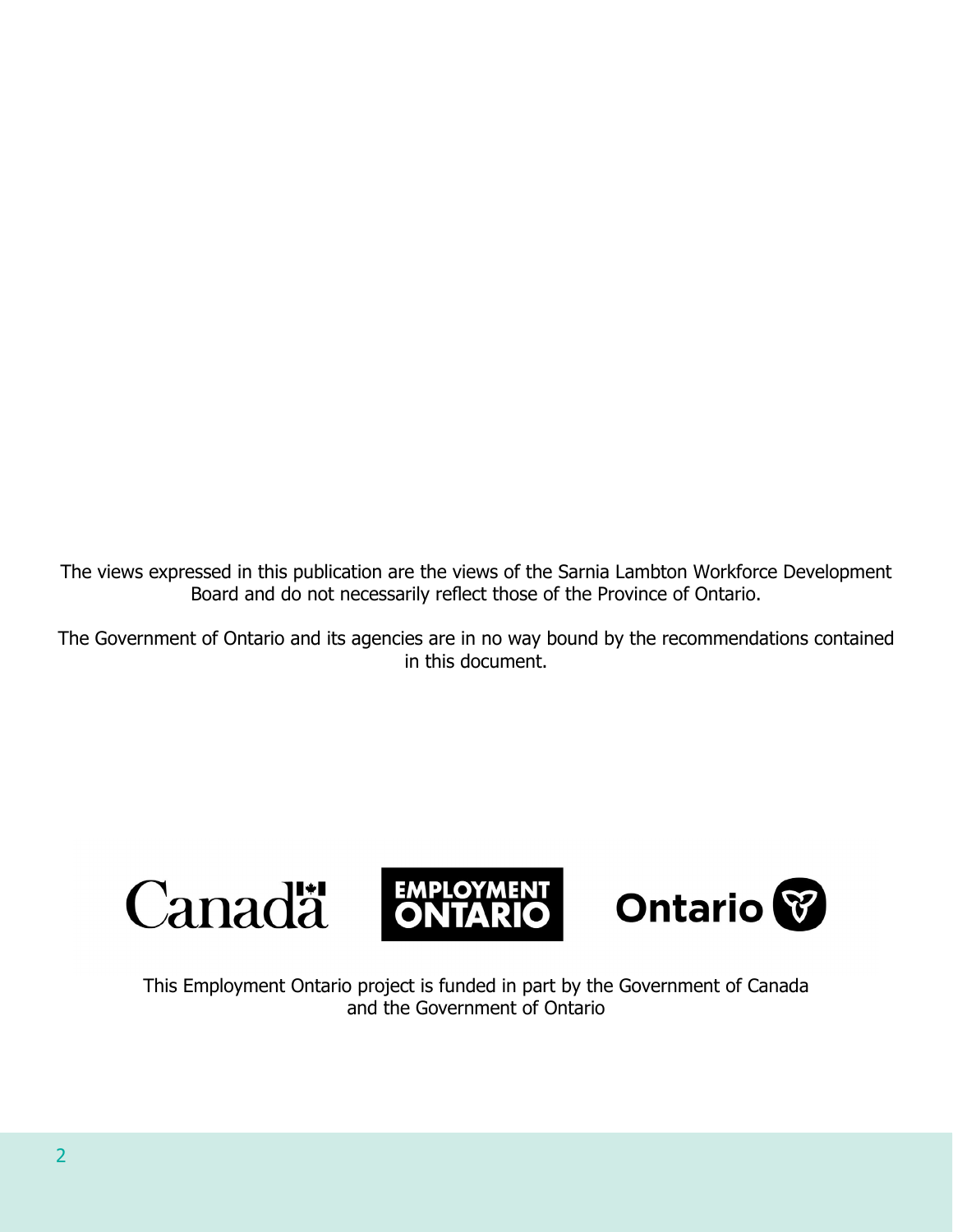The views expressed in this publication are the views of the Sarnia Lambton Workforce Development Board and do not necessarily reflect those of the Province of Ontario.

The Government of Ontario and its agencies are in no way bound by the recommendations contained in this document.

This Employment Ontario project is funded in part by the Government of Canada and the Government of Ontario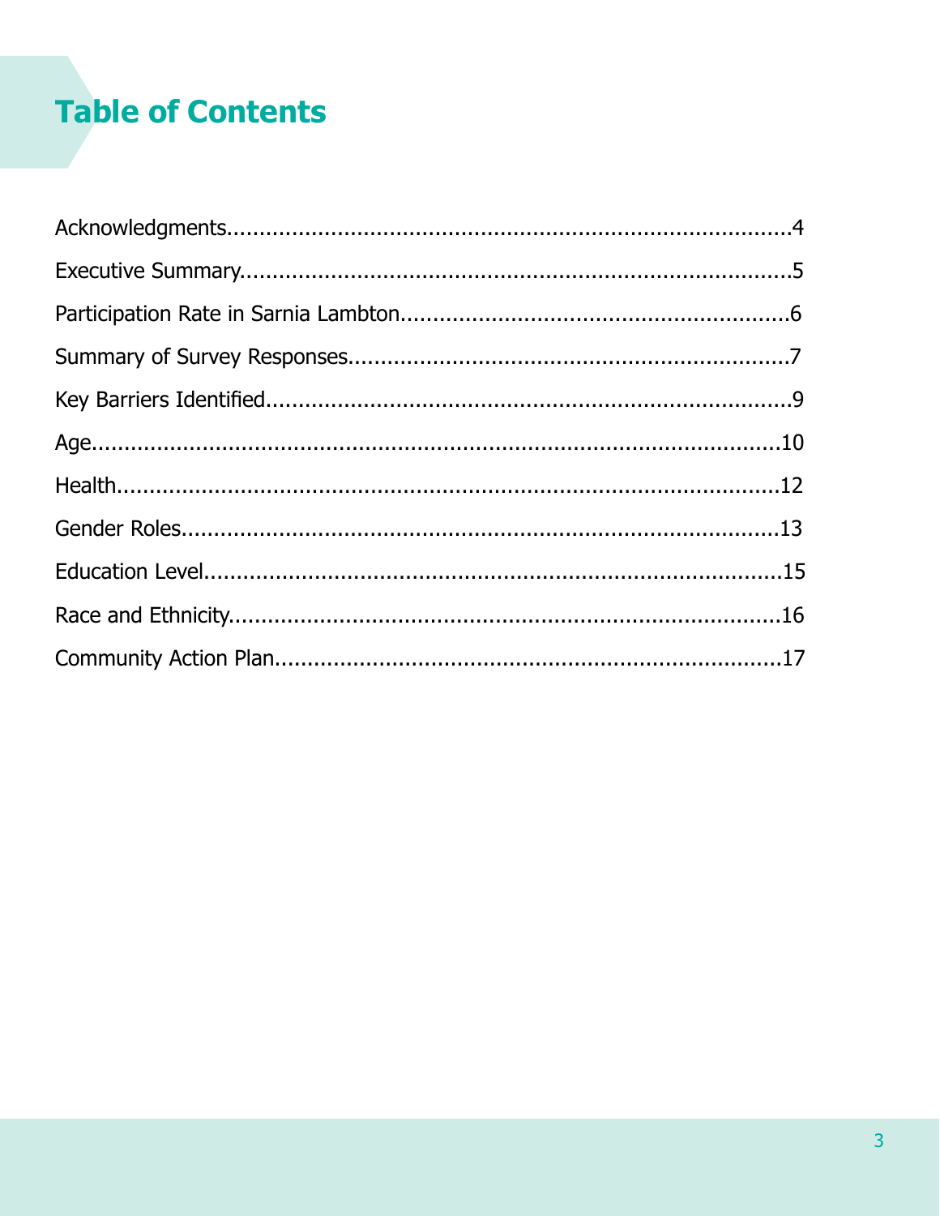# Table of Contents

Acknowledgments....................................................................................4

Executive Summary..................................................................................5

Participation Rate in Sarnia Lambton............................................................6

Summary of Survey Responses.....................................................................7

Key Barriers Identified..............................................................................9

Age........................................................................................................10

Health....................................................................................................12

Gender Roles...........................................................................................13

Education Level.......................................................................................15

Race and Ethnicity...................................................................................16

Community Action Plan.............................................................................17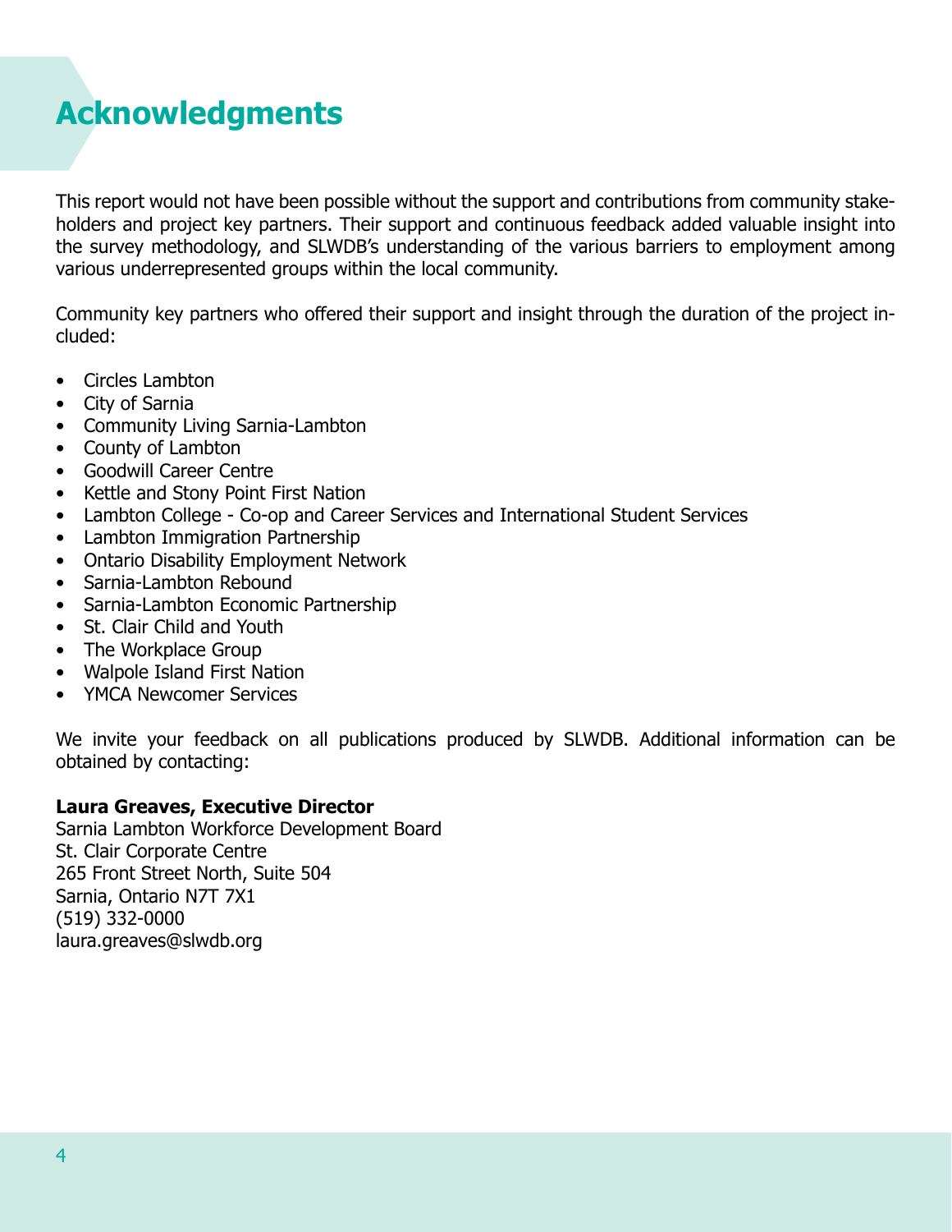# Acknowledgments

This report would not have been possible without the support and contributions from community stakeholders and project key partners. Their support and continuous feedback added valuable insight into the survey methodology, and SLWDB's understanding of the various barriers to employment among various underrepresented groups within the local community.

Community key partners who offered their support and insight through the duration of the project included:

- Circles Lambton
- City of Sarnia
- Community Living Sarnia-Lambton
- County of Lambton
- Goodwill Career Centre
- Kettle and Stony Point First Nation
- Lambton College - Co-op and Career Services and International Student Services
- Lambton Immigration Partnership
- Ontario Disability Employment Network
- Sarnia-Lambton Rebound
- Sarnia-Lambton Economic Partnership
- St. Clair Child and Youth
- The Workplace Group
- Walpole Island First Nation
- YMCA Newcomer Services

We invite your feedback on all publications produced by SLWDB. Additional information can be obtained by contacting:

**Laura Greaves, Executive Director**
Sarnia Lambton Workforce Development Board
St. Clair Corporate Centre
265 Front Street North, Suite 504
Sarnia, Ontario N7T 7X1
(519) 332-0000
laura.greaves@slwdb.org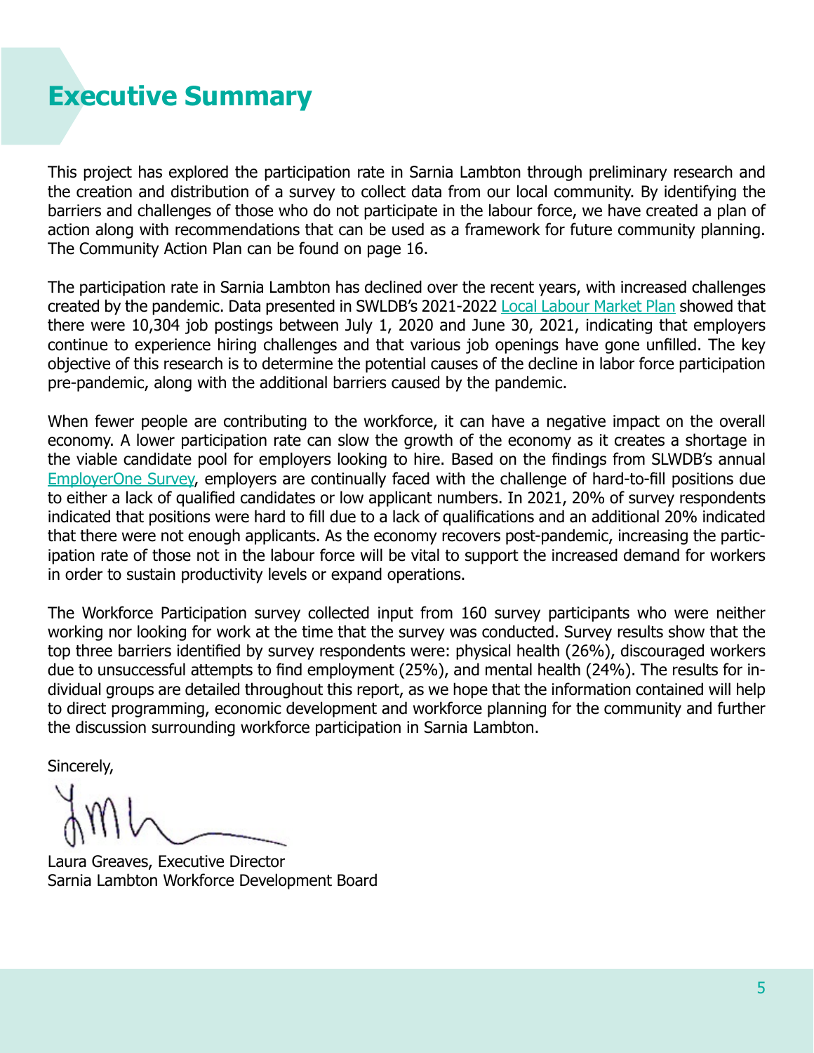# Executive Summary

This project has explored the participation rate in Sarnia Lambton through preliminary research and the creation and distribution of a survey to collect data from our local community. By identifying the barriers and challenges of those who do not participate in the labour force, we have created a plan of action along with recommendations that can be used as a framework for future community planning. The Community Action Plan can be found on page 16.

The participation rate in Sarnia Lambton has declined over the recent years, with increased challenges created by the pandemic. Data presented in SWLDB's 2021-2022 Local Labour Market Plan showed that there were 10,304 job postings between July 1, 2020 and June 30, 2021, indicating that employers continue to experience hiring challenges and that various job openings have gone unfilled. The key objective of this research is to determine the potential causes of the decline in labor force participation pre-pandemic, along with the additional barriers caused by the pandemic.

When fewer people are contributing to the workforce, it can have a negative impact on the overall economy. A lower participation rate can slow the growth of the economy as it creates a shortage in the viable candidate pool for employers looking to hire. Based on the findings from SLWDB's annual EmployerOne Survey, employers are continually faced with the challenge of hard-to-fill positions due to either a lack of qualified candidates or low applicant numbers. In 2021, 20% of survey respondents indicated that positions were hard to fill due to a lack of qualifications and an additional 20% indicated that there were not enough applicants. As the economy recovers post-pandemic, increasing the participation rate of those not in the labour force will be vital to support the increased demand for workers in order to sustain productivity levels or expand operations.

The Workforce Participation survey collected input from 160 survey participants who were neither working nor looking for work at the time that the survey was conducted. Survey results show that the top three barriers identified by survey respondents were: physical health (26%), discouraged workers due to unsuccessful attempts to find employment (25%), and mental health (24%). The results for individual groups are detailed throughout this report, as we hope that the information contained will help to direct programming, economic development and workforce planning for the community and further the discussion surrounding workforce participation in Sarnia Lambton.

Sincerely,

Laura Greaves, Executive Director
Sarnia Lambton Workforce Development Board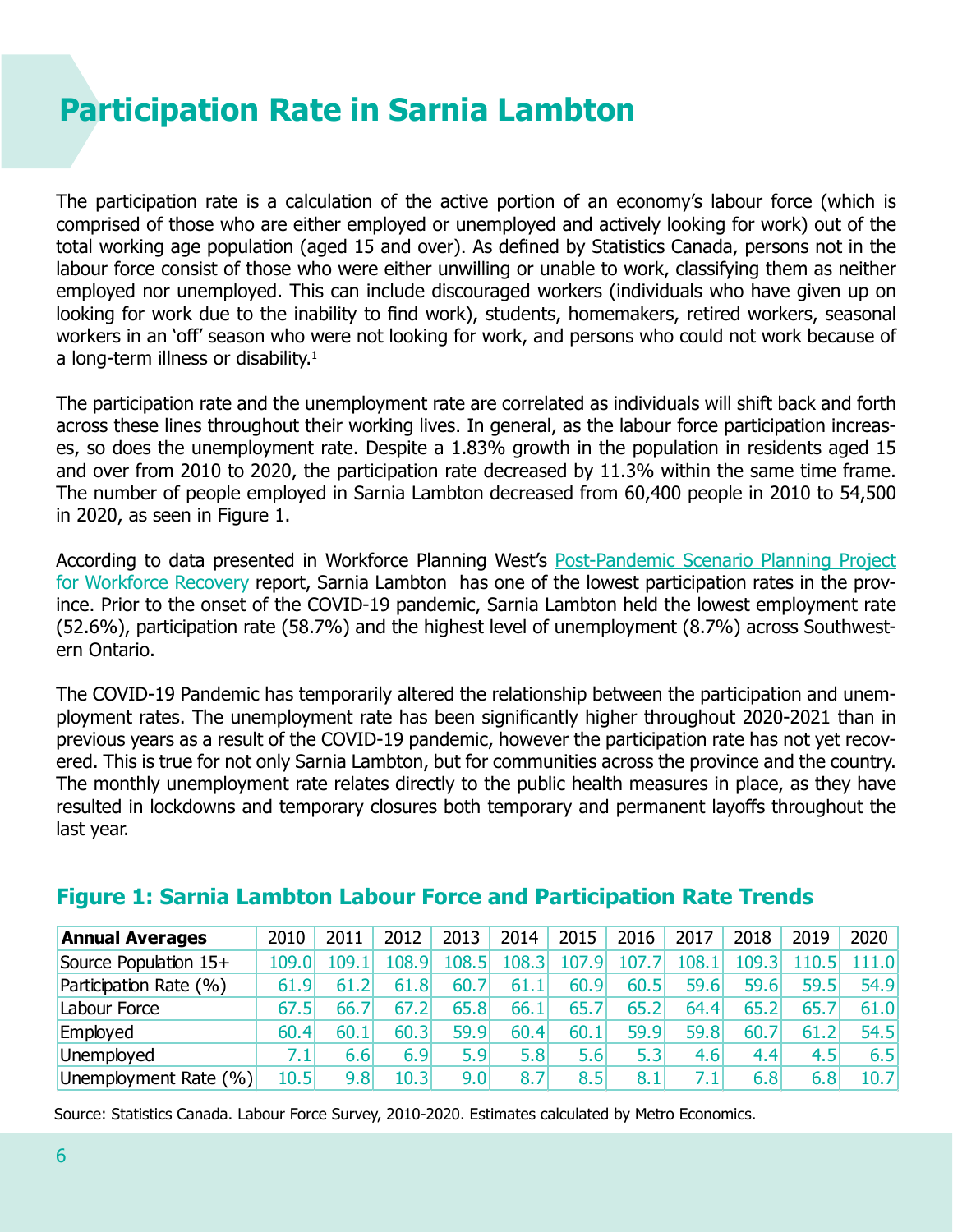# Participation Rate in Sarnia Lambton

The participation rate is a calculation of the active portion of an economy's labour force (which is comprised of those who are either employed or unemployed and actively looking for work) out of the total working age population (aged 15 and over). As defined by Statistics Canada, persons not in the labour force consist of those who were either unwilling or unable to work, classifying them as neither employed nor unemployed. This can include discouraged workers (individuals who have given up on looking for work due to the inability to find work), students, homemakers, retired workers, seasonal workers in an 'off' season who were not looking for work, and persons who could not work because of a long-term illness or disability.[1]

The participation rate and the unemployment rate are correlated as individuals will shift back and forth across these lines throughout their working lives. In general, as the labour force participation increases, so does the unemployment rate. Despite a 1.83% growth in the population in residents aged 15 and over from 2010 to 2020, the participation rate decreased by 11.3% within the same time frame. The number of people employed in Sarnia Lambton decreased from 60,400 people in 2010 to 54,500 in 2020, as seen in Figure 1.

According to data presented in Workforce Planning West's Post-Pandemic Scenario Planning Project for Workforce Recovery report, Sarnia Lambton has one of the lowest participation rates in the province. Prior to the onset of the COVID-19 pandemic, Sarnia Lambton held the lowest employment rate (52.6%), participation rate (58.7%) and the highest level of unemployment (8.7%) across Southwestern Ontario.

The COVID-19 Pandemic has temporarily altered the relationship between the participation and unemployment rates. The unemployment rate has been significantly higher throughout 2020-2021 than in previous years as a result of the COVID-19 pandemic, however the participation rate has not yet recovered. This is true for not only Sarnia Lambton, but for communities across the province and the country. The monthly unemployment rate relates directly to the public health measures in place, as they have resulted in lockdowns and temporary closures both temporary and permanent layoffs throughout the last year.

## Figure 1: Sarnia Lambton Labour Force and Participation Rate Trends

| **Annual Averages** | 2010 | 2011 | 2012 | 2013 | 2014 | 2015 | 2016 | 2017 | 2018 | 2019 | 2020 |
|---|---|---|---|---|---|---|---|---|---|---|---|
| Source Population 15+ | 109.0 | 109.1 | 108.9 | 108.5 | 108.3 | 107.9 | 107.7 | 108.1 | 109.3 | 110.5 | 111.0 |
| Participation Rate (%) | 61.9 | 61.2 | 61.8 | 60.7 | 61.1 | 60.9 | 60.5 | 59.6 | 59.6 | 59.5 | 54.9 |
| Labour Force | 67.5 | 66.7 | 67.2 | 65.8 | 66.1 | 65.7 | 65.2 | 64.4 | 65.2 | 65.7 | 61.0 |
| Employed | 60.4 | 60.1 | 60.3 | 59.9 | 60.4 | 60.1 | 59.9 | 59.8 | 60.7 | 61.2 | 54.5 |
| Unemployed | 7.1 | 6.6 | 6.9 | 5.9 | 5.8 | 5.6 | 5.3 | 4.6 | 4.4 | 4.5 | 6.5 |
| Unemployment Rate (%) | 10.5 | 9.8 | 10.3 | 9.0 | 8.7 | 8.5 | 8.1 | 7.1 | 6.8 | 6.8 | 10.7 |

Source: Statistics Canada. Labour Force Survey, 2010-2020. Estimates calculated by Metro Economics.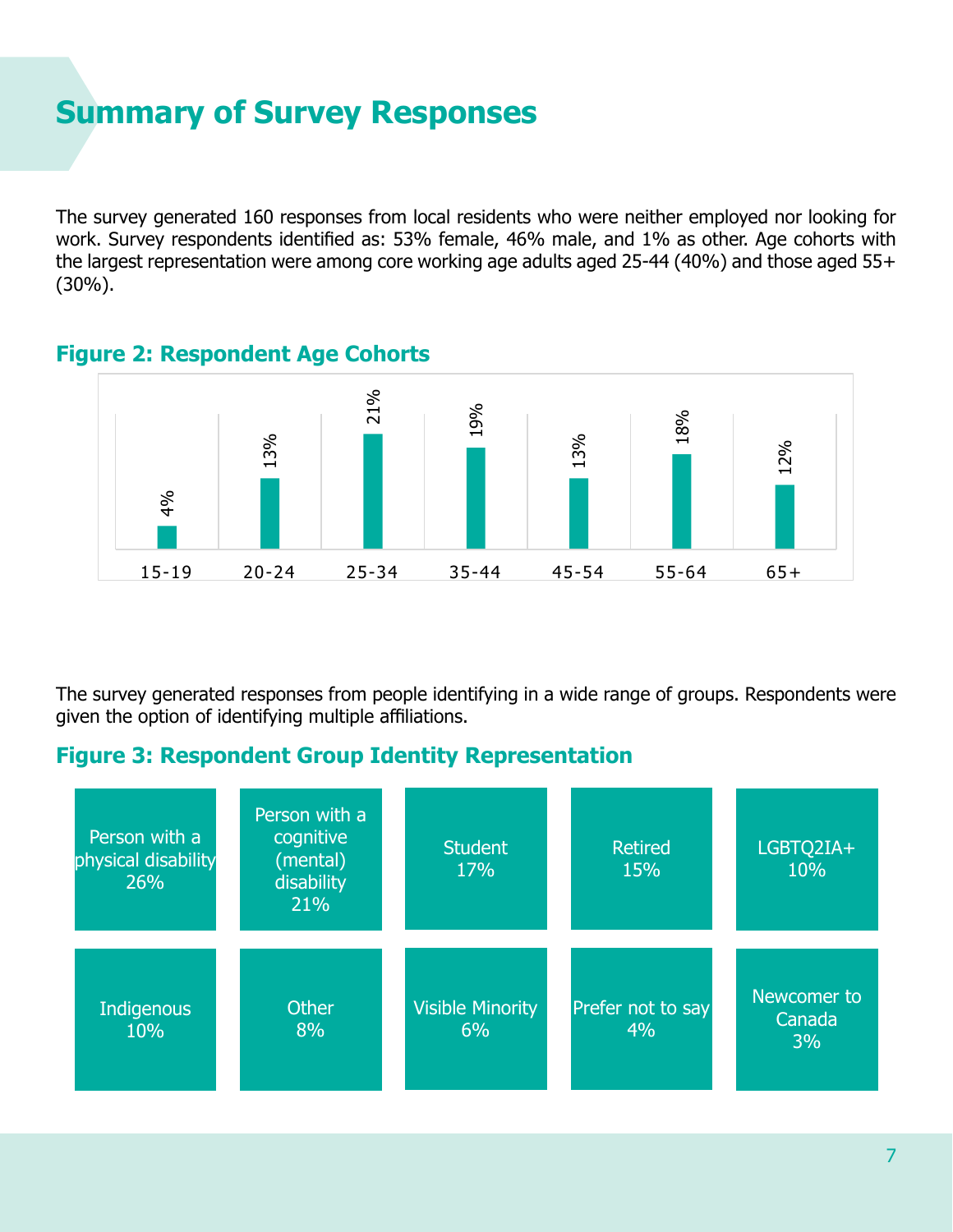# Summary of Survey Responses

The survey generated 160 responses from local residents who were neither employed nor looking for work. Survey respondents identified as: 53% female, 46% male, and 1% as other. Age cohorts with the largest representation were among core working age adults aged 25-44 (40%) and those aged 55+ (30%).

## Figure 2: Respondent Age Cohorts

| Age Cohort | Percentage |
|---|---|
| 15-19 | 4% |
| 20-24 | 13% |
| 25-34 | 21% |
| 35-44 | 19% |
| 45-54 | 13% |
| 55-64 | 18% |
| 65+ | 12% |

The survey generated responses from people identifying in a wide range of groups. Respondents were given the option of identifying multiple affiliations.

## Figure 3: Respondent Group Identity Representation

| Group | Percentage |
|---|---|
| Person with a physical disability | 26% |
| Person with a cognitive (mental) disability | 21% |
| Student | 17% |
| Retired | 15% |
| LGBTQ2IA+ | 10% |
| Indigenous | 10% |
| Other | 8% |
| Visible Minority | 6% |
| Prefer not to say | 4% |
| Newcomer to Canada | 3% |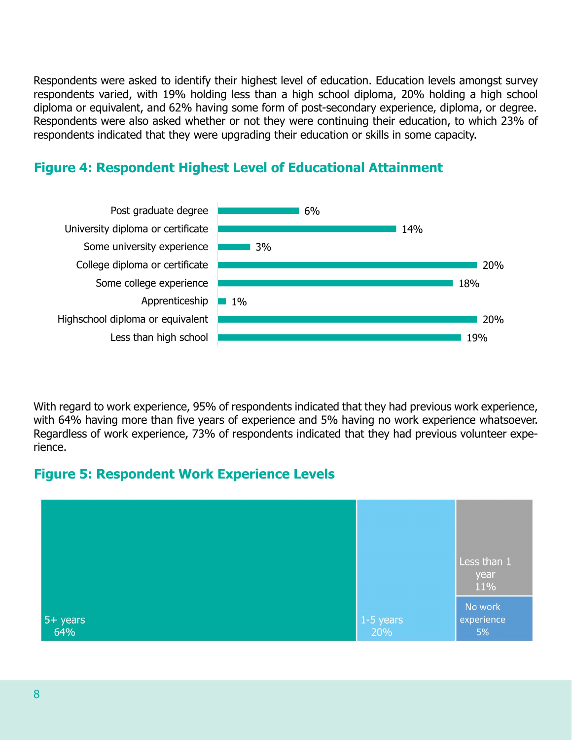Respondents were asked to identify their highest level of education. Education levels amongst survey respondents varied, with 19% holding less than a high school diploma, 20% holding a high school diploma or equivalent, and 62% having some form of post-secondary experience, diploma, or degree. Respondents were also asked whether or not they were continuing their education, to which 23% of respondents indicated that they were upgrading their education or skills in some capacity.

## Figure 4: Respondent Highest Level of Educational Attainment

| Level | Percentage |
| --- | --- |
| Post graduate degree | 6% |
| University diploma or certificate | 14% |
| Some university experience | 3% |
| College diploma or certificate | 20% |
| Some college experience | 18% |
| Apprenticeship | 1% |
| Highschool diploma or equivalent | 20% |
| Less than high school | 19% |

With regard to work experience, 95% of respondents indicated that they had previous work experience, with 64% having more than five years of experience and 5% having no work experience whatsoever. Regardless of work experience, 73% of respondents indicated that they had previous volunteer experience.

## Figure 5: Respondent Work Experience Levels

| Work Experience | Percentage |
| --- | --- |
| 5+ years | 64% |
| 1-5 years | 20% |
| Less than 1 year | 11% |
| No work experience | 5% |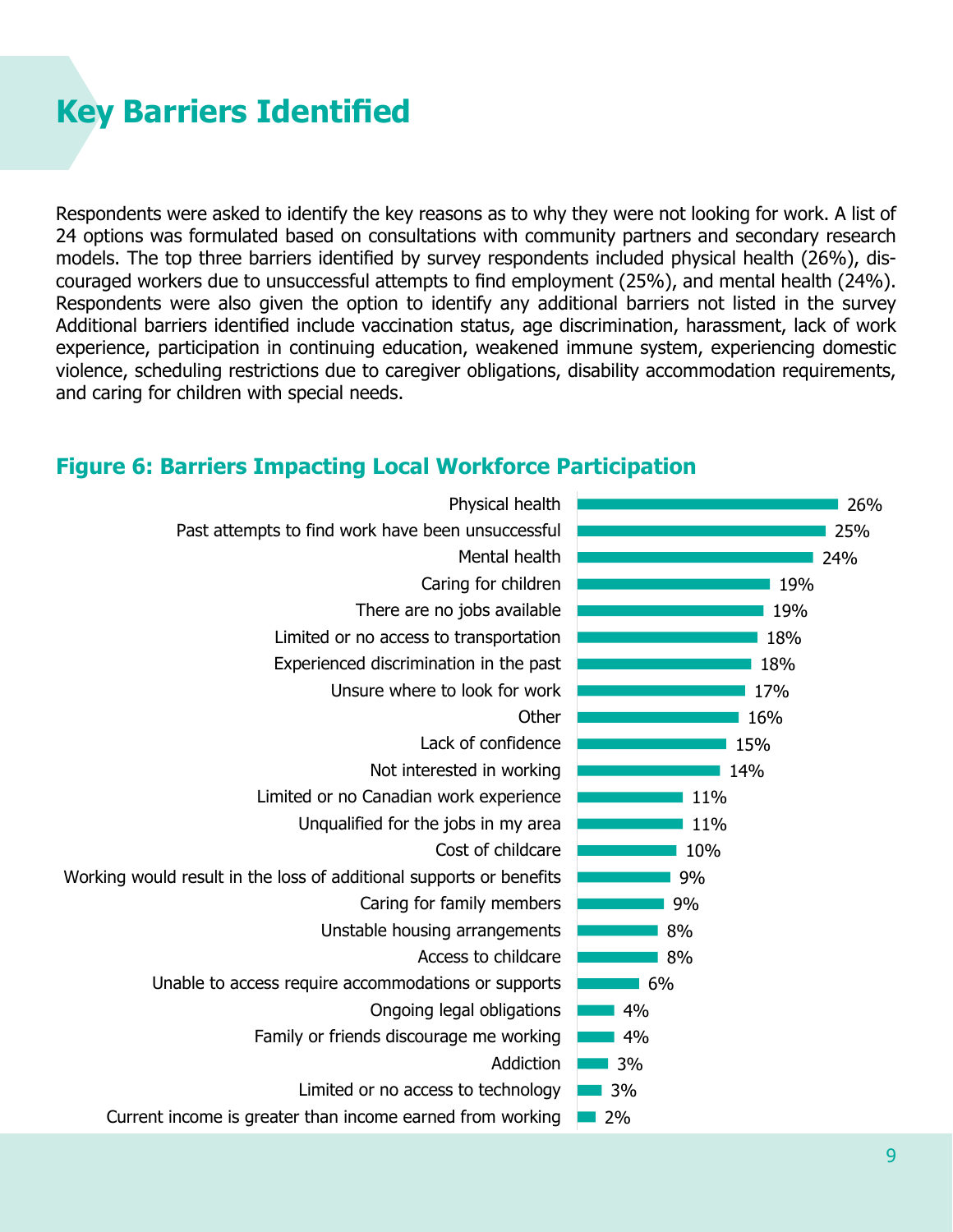# Key Barriers Identified

Respondents were asked to identify the key reasons as to why they were not looking for work. A list of 24 options was formulated based on consultations with community partners and secondary research models. The top three barriers identified by survey respondents included physical health (26%), discouraged workers due to unsuccessful attempts to find employment (25%), and mental health (24%). Respondents were also given the option to identify any additional barriers not listed in the survey Additional barriers identified include vaccination status, age discrimination, harassment, lack of work experience, participation in continuing education, weakened immune system, experiencing domestic violence, scheduling restrictions due to caregiver obligations, disability accommodation requirements, and caring for children with special needs.

## Figure 6: Barriers Impacting Local Workforce Participation

| Barrier | % |
| --- | --- |
| Physical health | 26% |
| Past attempts to find work have been unsuccessful | 25% |
| Mental health | 24% |
| Caring for children | 19% |
| There are no jobs available | 19% |
| Limited or no access to transportation | 18% |
| Experienced discrimination in the past | 18% |
| Unsure where to look for work | 17% |
| Other | 16% |
| Lack of confidence | 15% |
| Not interested in working | 14% |
| Limited or no Canadian work experience | 11% |
| Unqualified for the jobs in my area | 11% |
| Cost of childcare | 10% |
| Working would result in the loss of additional supports or benefits | 9% |
| Caring for family members | 9% |
| Unstable housing arrangements | 8% |
| Access to childcare | 8% |
| Unable to access require accommodations or supports | 6% |
| Ongoing legal obligations | 4% |
| Family or friends discourage me working | 4% |
| Addiction | 3% |
| Limited or no access to technology | 3% |
| Current income is greater than income earned from working | 2% |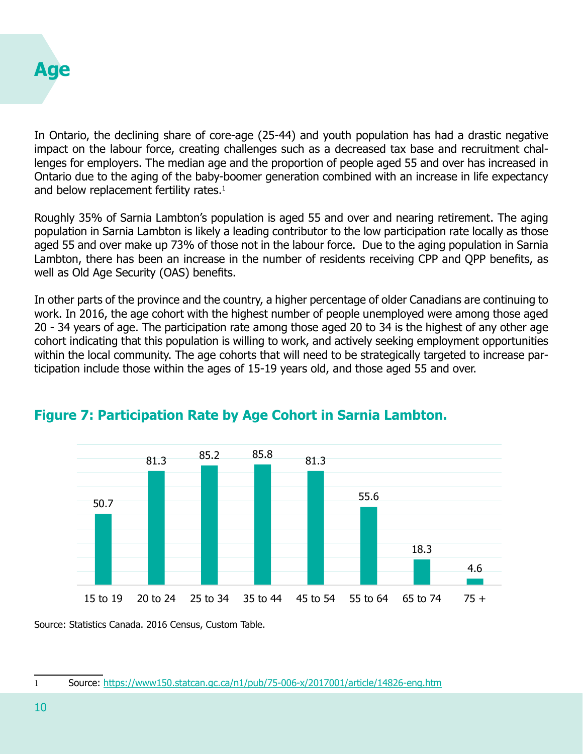# Age

In Ontario, the declining share of core-age (25-44) and youth population has had a drastic negative impact on the labour force, creating challenges such as a decreased tax base and recruitment challenges for employers. The median age and the proportion of people aged 55 and over has increased in Ontario due to the aging of the baby-boomer generation combined with an increase in life expectancy and below replacement fertility rates.[1]

Roughly 35% of Sarnia Lambton's population is aged 55 and over and nearing retirement. The aging population in Sarnia Lambton is likely a leading contributor to the low participation rate locally as those aged 55 and over make up 73% of those not in the labour force. Due to the aging population in Sarnia Lambton, there has been an increase in the number of residents receiving CPP and QPP benefits, as well as Old Age Security (OAS) benefits.

In other parts of the province and the country, a higher percentage of older Canadians are continuing to work. In 2016, the age cohort with the highest number of people unemployed were among those aged 20 - 34 years of age. The participation rate among those aged 20 to 34 is the highest of any other age cohort indicating that this population is willing to work, and actively seeking employment opportunities within the local community. The age cohorts that will need to be strategically targeted to increase participation include those within the ages of 15-19 years old, and those aged 55 and over.

## Figure 7: Participation Rate by Age Cohort in Sarnia Lambton.

| Age Cohort | Participation Rate |
|---|---|
| 15 to 19 | 50.7 |
| 20 to 24 | 81.3 |
| 25 to 34 | 85.2 |
| 35 to 44 | 85.8 |
| 45 to 54 | 81.3 |
| 55 to 64 | 55.6 |
| 65 to 74 | 18.3 |
| 75 + | 4.6 |

Source: Statistics Canada. 2016 Census, Custom Table.

1 Source: https://www150.statcan.gc.ca/n1/pub/75-006-x/2017001/article/14826-eng.htm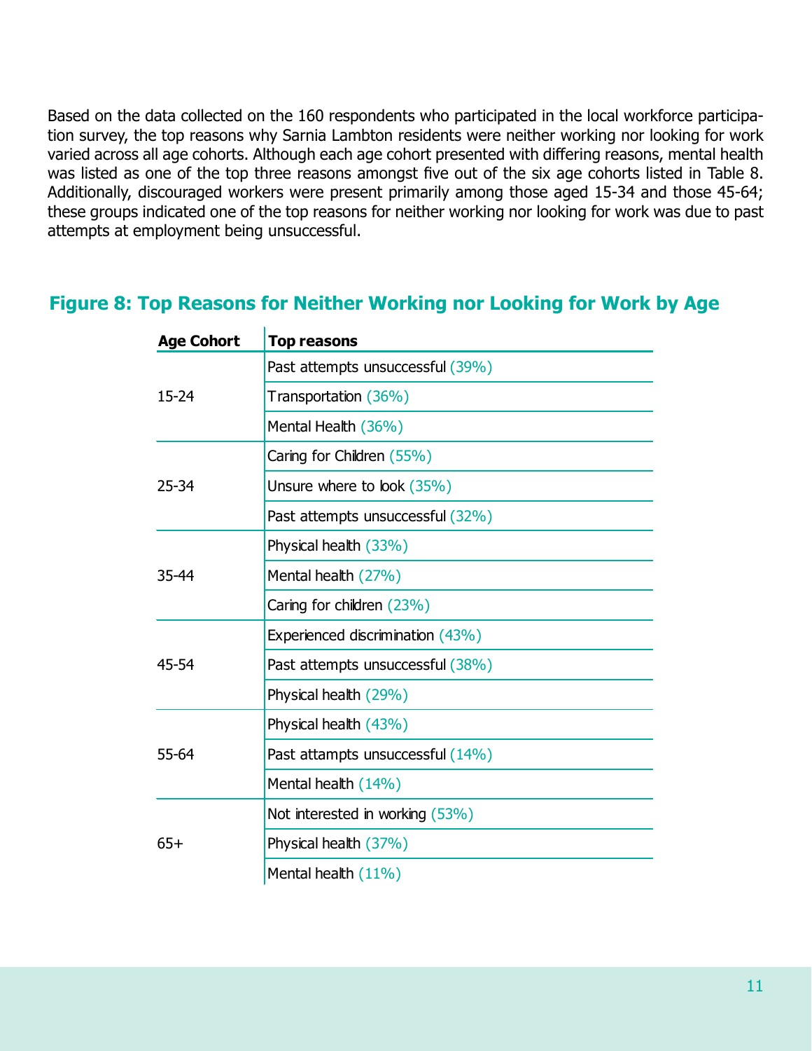Based on the data collected on the 160 respondents who participated in the local workforce participation survey, the top reasons why Sarnia Lambton residents were neither working nor looking for work varied across all age cohorts. Although each age cohort presented with differing reasons, mental health was listed as one of the top three reasons amongst five out of the six age cohorts listed in Table 8. Additionally, discouraged workers were present primarily among those aged 15-34 and those 45-64; these groups indicated one of the top reasons for neither working nor looking for work was due to past attempts at employment being unsuccessful.

## Figure 8: Top Reasons for Neither Working nor Looking for Work by Age

| Age Cohort | Top reasons |
|---|---|
| 15-24 | Past attempts unsuccessful (39%) |
| | Transportation (36%) |
| | Mental Health (36%) |
| 25-34 | Caring for Children (55%) |
| | Unsure where to look (35%) |
| | Past attempts unsuccessful (32%) |
| 35-44 | Physical health (33%) |
| | Mental health (27%) |
| | Caring for children (23%) |
| 45-54 | Experienced discrimination (43%) |
| | Past attempts unsuccessful (38%) |
| | Physical health (29%) |
| 55-64 | Physical health (43%) |
| | Past attampts unsuccessful (14%) |
| | Mental health (14%) |
| 65+ | Not interested in working (53%) |
| | Physical health (37%) |
| | Mental health (11%) |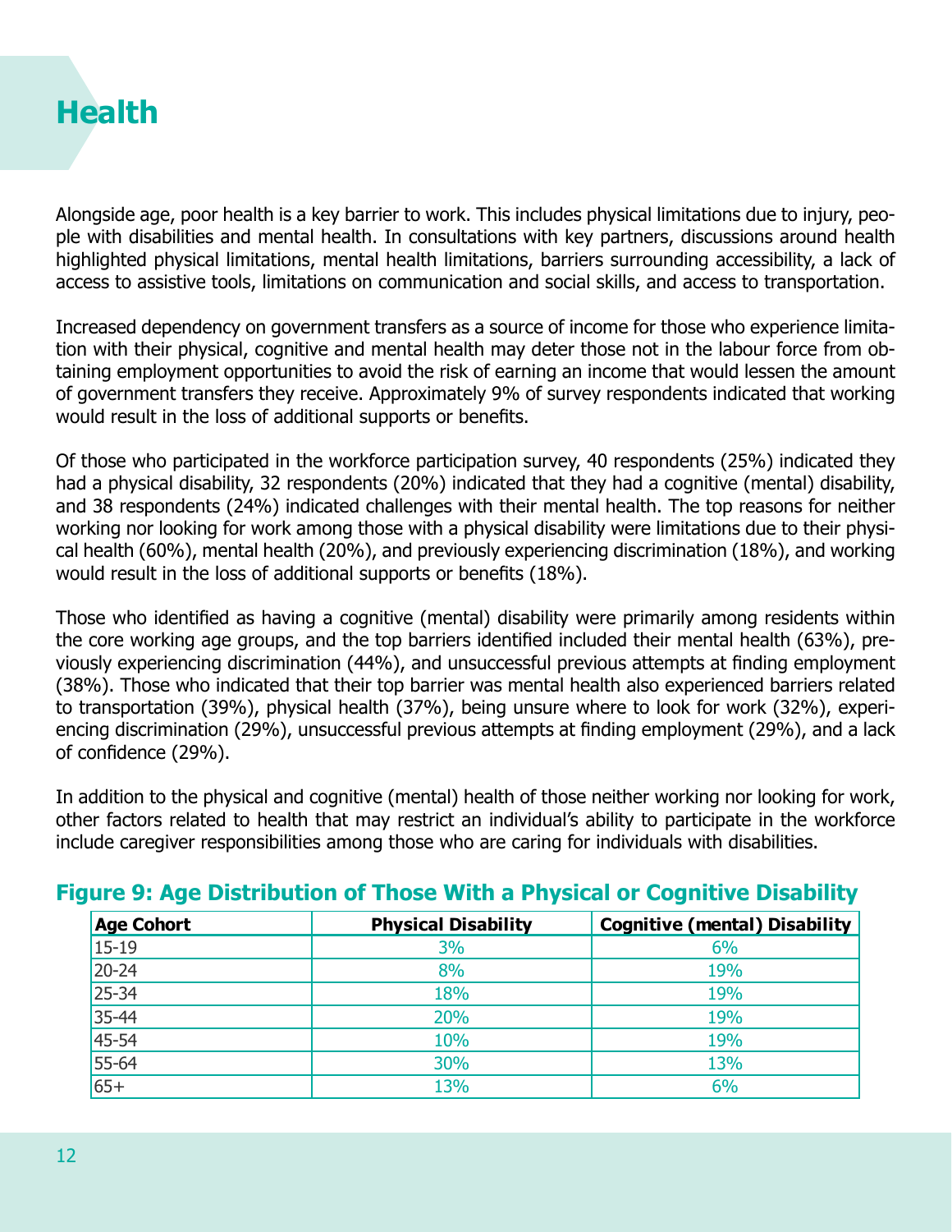# Health

Alongside age, poor health is a key barrier to work. This includes physical limitations due to injury, people with disabilities and mental health. In consultations with key partners, discussions around health highlighted physical limitations, mental health limitations, barriers surrounding accessibility, a lack of access to assistive tools, limitations on communication and social skills, and access to transportation.

Increased dependency on government transfers as a source of income for those who experience limitation with their physical, cognitive and mental health may deter those not in the labour force from obtaining employment opportunities to avoid the risk of earning an income that would lessen the amount of government transfers they receive. Approximately 9% of survey respondents indicated that working would result in the loss of additional supports or benefits.

Of those who participated in the workforce participation survey, 40 respondents (25%) indicated they had a physical disability, 32 respondents (20%) indicated that they had a cognitive (mental) disability, and 38 respondents (24%) indicated challenges with their mental health. The top reasons for neither working nor looking for work among those with a physical disability were limitations due to their physical health (60%), mental health (20%), and previously experiencing discrimination (18%), and working would result in the loss of additional supports or benefits (18%).

Those who identified as having a cognitive (mental) disability were primarily among residents within the core working age groups, and the top barriers identified included their mental health (63%), previously experiencing discrimination (44%), and unsuccessful previous attempts at finding employment (38%). Those who indicated that their top barrier was mental health also experienced barriers related to transportation (39%), physical health (37%), being unsure where to look for work (32%), experiencing discrimination (29%), unsuccessful previous attempts at finding employment (29%), and a lack of confidence (29%).

In addition to the physical and cognitive (mental) health of those neither working nor looking for work, other factors related to health that may restrict an individual's ability to participate in the workforce include caregiver responsibilities among those who are caring for individuals with disabilities.

## Figure 9: Age Distribution of Those With a Physical or Cognitive Disability

| Age Cohort | Physical Disability | Cognitive (mental) Disability |
|---|---|---|
| 15-19 | 3% | 6% |
| 20-24 | 8% | 19% |
| 25-34 | 18% | 19% |
| 35-44 | 20% | 19% |
| 45-54 | 10% | 19% |
| 55-64 | 30% | 13% |
| 65+ | 13% | 6% |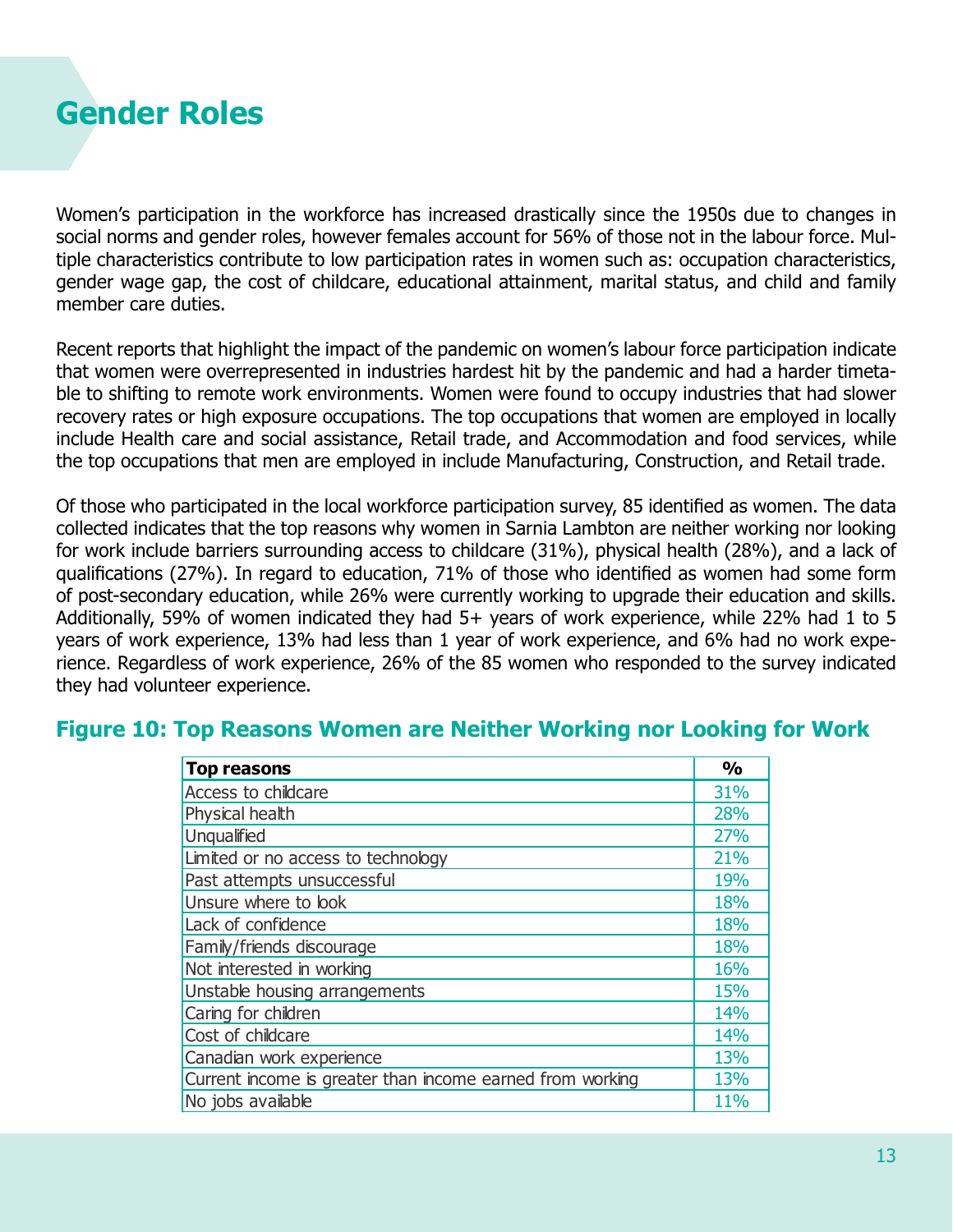# Gender Roles

Women's participation in the workforce has increased drastically since the 1950s due to changes in social norms and gender roles, however females account for 56% of those not in the labour force. Multiple characteristics contribute to low participation rates in women such as: occupation characteristics, gender wage gap, the cost of childcare, educational attainment, marital status, and child and family member care duties.

Recent reports that highlight the impact of the pandemic on women's labour force participation indicate that women were overrepresented in industries hardest hit by the pandemic and had a harder timetable to shifting to remote work environments. Women were found to occupy industries that had slower recovery rates or high exposure occupations. The top occupations that women are employed in locally include Health care and social assistance, Retail trade, and Accommodation and food services, while the top occupations that men are employed in include Manufacturing, Construction, and Retail trade.

Of those who participated in the local workforce participation survey, 85 identified as women. The data collected indicates that the top reasons why women in Sarnia Lambton are neither working nor looking for work include barriers surrounding access to childcare (31%), physical health (28%), and a lack of qualifications (27%). In regard to education, 71% of those who identified as women had some form of post-secondary education, while 26% were currently working to upgrade their education and skills. Additionally, 59% of women indicated they had 5+ years of work experience, while 22% had 1 to 5 years of work experience, 13% had less than 1 year of work experience, and 6% had no work experience. Regardless of work experience, 26% of the 85 women who responded to the survey indicated they had volunteer experience.

## Figure 10: Top Reasons Women are Neither Working nor Looking for Work

| Top reasons | % |
|---|---|
| Access to childcare | 31% |
| Physical health | 28% |
| Unqualified | 27% |
| Limited or no access to technology | 21% |
| Past attempts unsuccessful | 19% |
| Unsure where to look | 18% |
| Lack of confidence | 18% |
| Family/friends discourage | 18% |
| Not interested in working | 16% |
| Unstable housing arrangements | 15% |
| Caring for children | 14% |
| Cost of childcare | 14% |
| Canadian work experience | 13% |
| Current income is greater than income earned from working | 13% |
| No jobs available | 11% |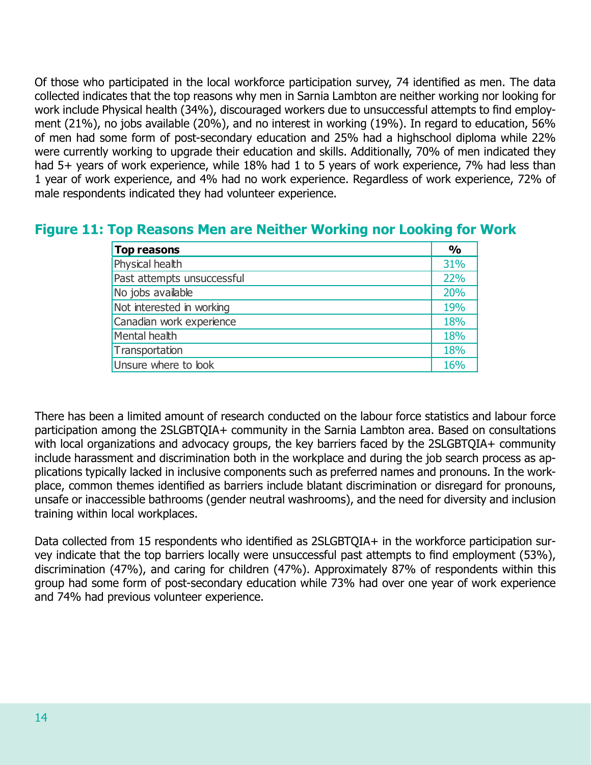Of those who participated in the local workforce participation survey, 74 identified as men. The data collected indicates that the top reasons why men in Sarnia Lambton are neither working nor looking for work include Physical health (34%), discouraged workers due to unsuccessful attempts to find employment (21%), no jobs available (20%), and no interest in working (19%). In regard to education, 56% of men had some form of post-secondary education and 25% had a highschool diploma while 22% were currently working to upgrade their education and skills. Additionally, 70% of men indicated they had 5+ years of work experience, while 18% had 1 to 5 years of work experience, 7% had less than 1 year of work experience, and 4% had no work experience. Regardless of work experience, 72% of male respondents indicated they had volunteer experience.

## Figure 11: Top Reasons Men are Neither Working nor Looking for Work

| Top reasons | % |
|---|---|
| Physical health | 31% |
| Past attempts unsuccessful | 22% |
| No jobs available | 20% |
| Not interested in working | 19% |
| Canadian work experience | 18% |
| Mental health | 18% |
| Transportation | 18% |
| Unsure where to look | 16% |

There has been a limited amount of research conducted on the labour force statistics and labour force participation among the 2SLGBTQIA+ community in the Sarnia Lambton area. Based on consultations with local organizations and advocacy groups, the key barriers faced by the 2SLGBTQIA+ community include harassment and discrimination both in the workplace and during the job search process as applications typically lacked in inclusive components such as preferred names and pronouns. In the workplace, common themes identified as barriers include blatant discrimination or disregard for pronouns, unsafe or inaccessible bathrooms (gender neutral washrooms), and the need for diversity and inclusion training within local workplaces.

Data collected from 15 respondents who identified as 2SLGBTQIA+ in the workforce participation survey indicate that the top barriers locally were unsuccessful past attempts to find employment (53%), discrimination (47%), and caring for children (47%). Approximately 87% of respondents within this group had some form of post-secondary education while 73% had over one year of work experience and 74% had previous volunteer experience.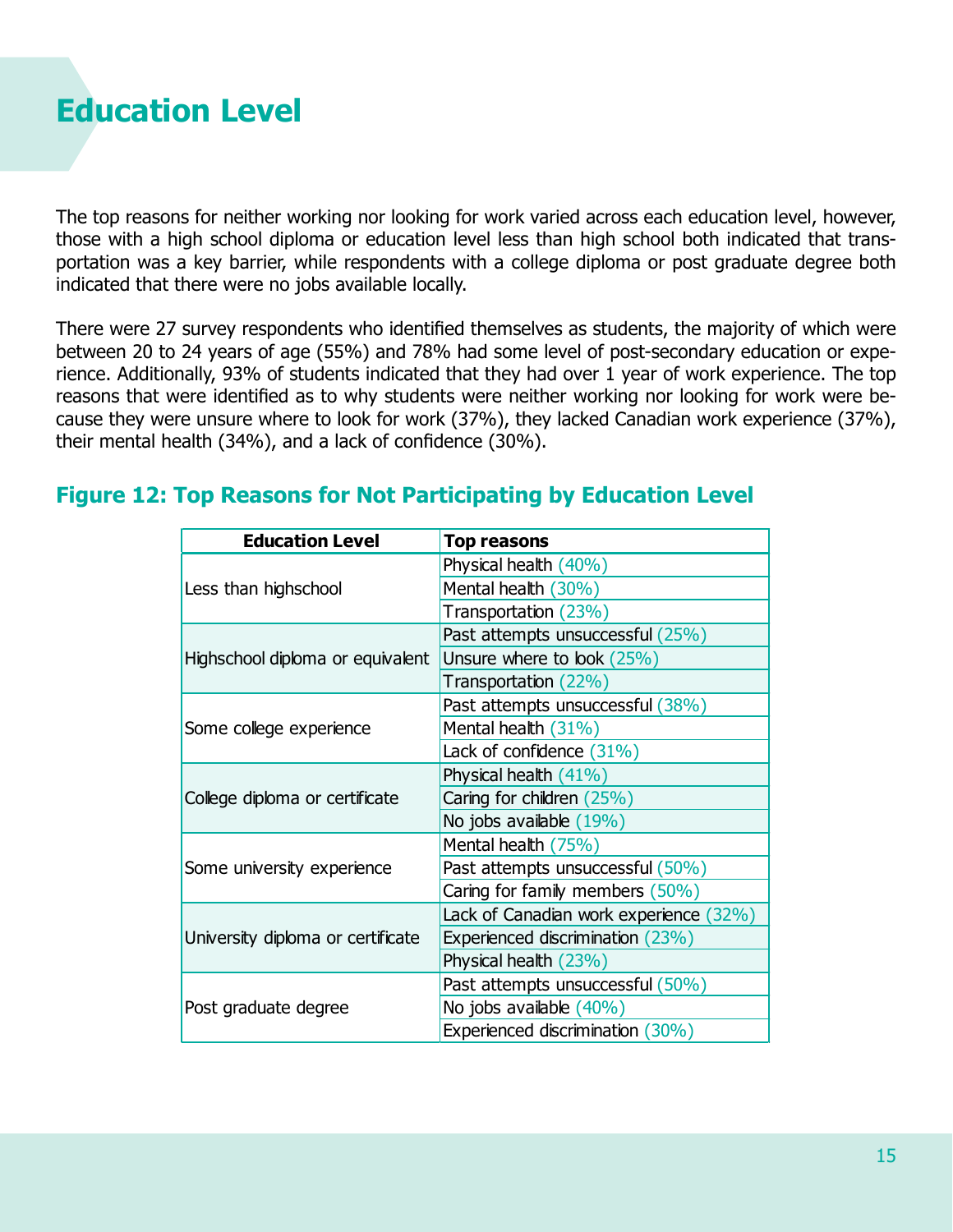# Education Level

The top reasons for neither working nor looking for work varied across each education level, however, those with a high school diploma or education level less than high school both indicated that transportation was a key barrier, while respondents with a college diploma or post graduate degree both indicated that there were no jobs available locally.

There were 27 survey respondents who identified themselves as students, the majority of which were between 20 to 24 years of age (55%) and 78% had some level of post-secondary education or experience. Additionally, 93% of students indicated that they had over 1 year of work experience. The top reasons that were identified as to why students were neither working nor looking for work were because they were unsure where to look for work (37%), they lacked Canadian work experience (37%), their mental health (34%), and a lack of confidence (30%).

## Figure 12: Top Reasons for Not Participating by Education Level

| Education Level | Top reasons |
|---|---|
| Less than highschool | Physical health (40%) |
| | Mental health (30%) |
| | Transportation (23%) |
| Highschool diploma or equivalent | Past attempts unsuccessful (25%) |
| | Unsure where to look (25%) |
| | Transportation (22%) |
| Some college experience | Past attempts unsuccessful (38%) |
| | Mental health (31%) |
| | Lack of confidence (31%) |
| College diploma or certificate | Physical health (41%) |
| | Caring for children (25%) |
| | No jobs available (19%) |
| Some university experience | Mental health (75%) |
| | Past attempts unsuccessful (50%) |
| | Caring for family members (50%) |
| University diploma or certificate | Lack of Canadian work experience (32%) |
| | Experienced discrimination (23%) |
| | Physical health (23%) |
| Post graduate degree | Past attempts unsuccessful (50%) |
| | No jobs available (40%) |
| | Experienced discrimination (30%) |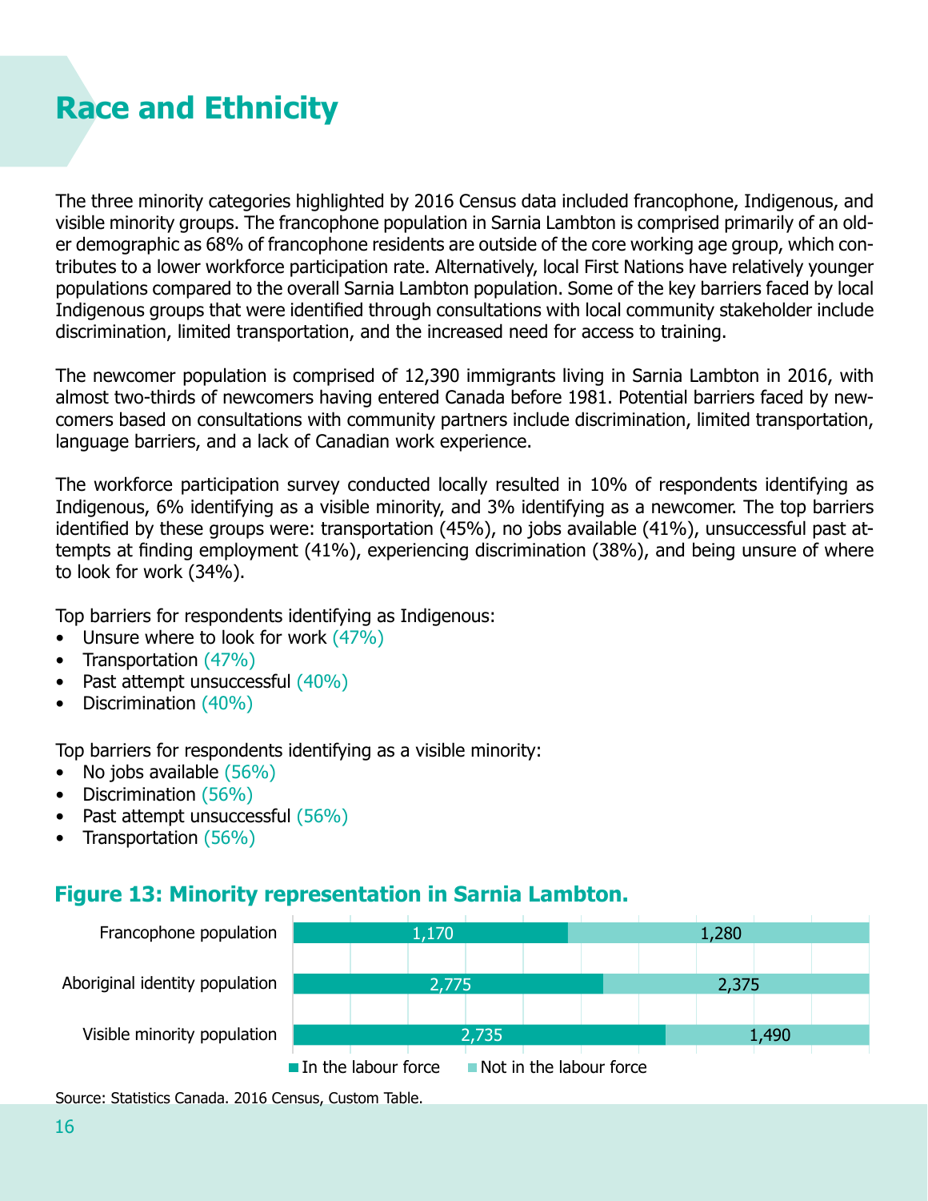# Race and Ethnicity

The three minority categories highlighted by 2016 Census data included francophone, Indigenous, and visible minority groups. The francophone population in Sarnia Lambton is comprised primarily of an older demographic as 68% of francophone residents are outside of the core working age group, which contributes to a lower workforce participation rate. Alternatively, local First Nations have relatively younger populations compared to the overall Sarnia Lambton population. Some of the key barriers faced by local Indigenous groups that were identified through consultations with local community stakeholder include discrimination, limited transportation, and the increased need for access to training.

The newcomer population is comprised of 12,390 immigrants living in Sarnia Lambton in 2016, with almost two-thirds of newcomers having entered Canada before 1981. Potential barriers faced by newcomers based on consultations with community partners include discrimination, limited transportation, language barriers, and a lack of Canadian work experience.

The workforce participation survey conducted locally resulted in 10% of respondents identifying as Indigenous, 6% identifying as a visible minority, and 3% identifying as a newcomer. The top barriers identified by these groups were: transportation (45%), no jobs available (41%), unsuccessful past attempts at finding employment (41%), experiencing discrimination (38%), and being unsure of where to look for work (34%).

Top barriers for respondents identifying as Indigenous:

- Unsure where to look for work (47%)
- Transportation (47%)
- Past attempt unsuccessful (40%)
- Discrimination (40%)

Top barriers for respondents identifying as a visible minority:

- No jobs available (56%)
- Discrimination (56%)
- Past attempt unsuccessful (56%)
- Transportation (56%)

## Figure 13: Minority representation in Sarnia Lambton.

| | In the labour force | Not in the labour force |
|---|---|---|
| Francophone population | 1,170 | 1,280 |
| Aboriginal identity population | 2,775 | 2,375 |
| Visible minority population | 2,735 | 1,490 |

Source: Statistics Canada. 2016 Census, Custom Table.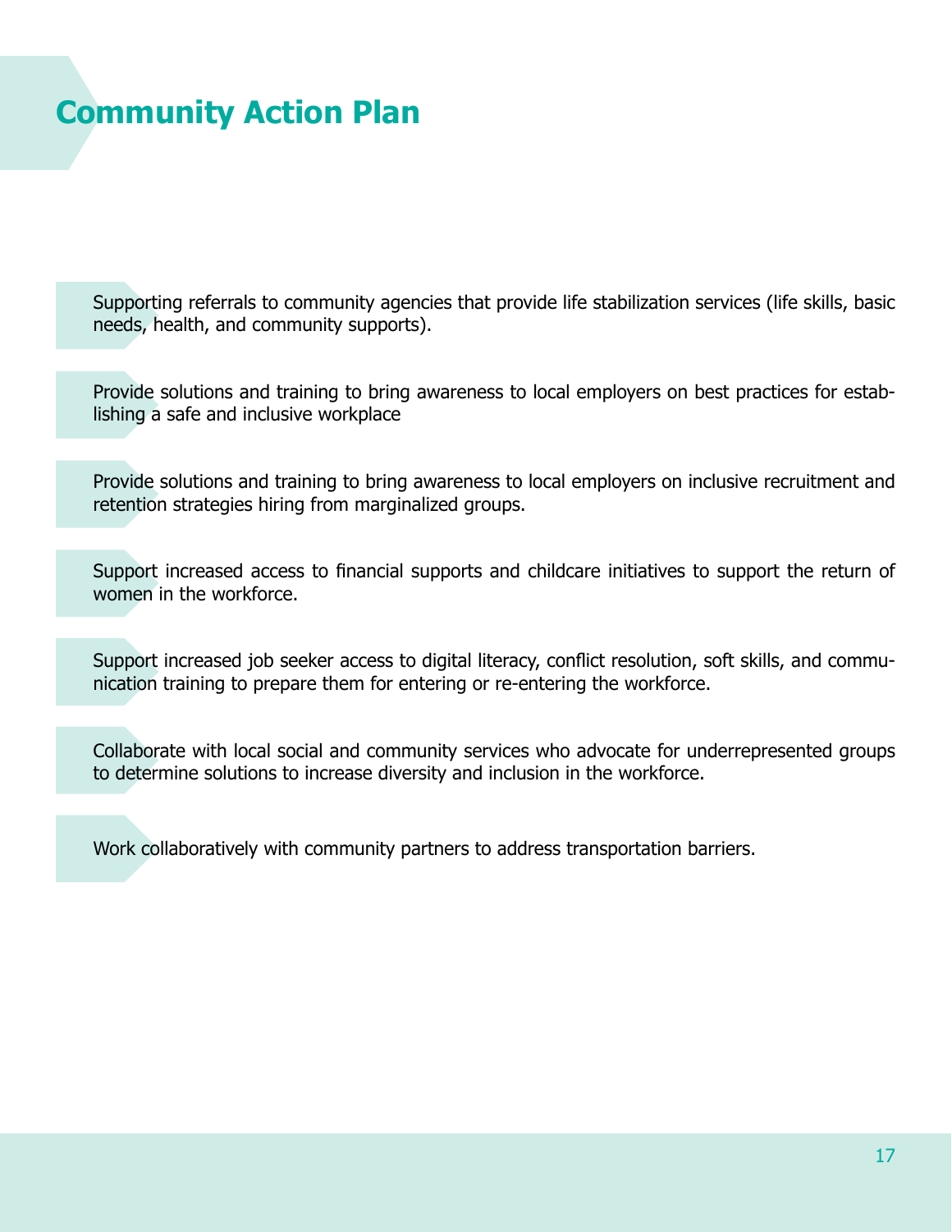# Community Action Plan

- Supporting referrals to community agencies that provide life stabilization services (life skills, basic needs, health, and community supports).

- Provide solutions and training to bring awareness to local employers on best practices for establishing a safe and inclusive workplace

- Provide solutions and training to bring awareness to local employers on inclusive recruitment and retention strategies hiring from marginalized groups.

- Support increased access to financial supports and childcare initiatives to support the return of women in the workforce.

- Support increased job seeker access to digital literacy, conflict resolution, soft skills, and communication training to prepare them for entering or re-entering the workforce.

- Collaborate with local social and community services who advocate for underrepresented groups to determine solutions to increase diversity and inclusion in the workforce.

- Work collaboratively with community partners to address transportation barriers.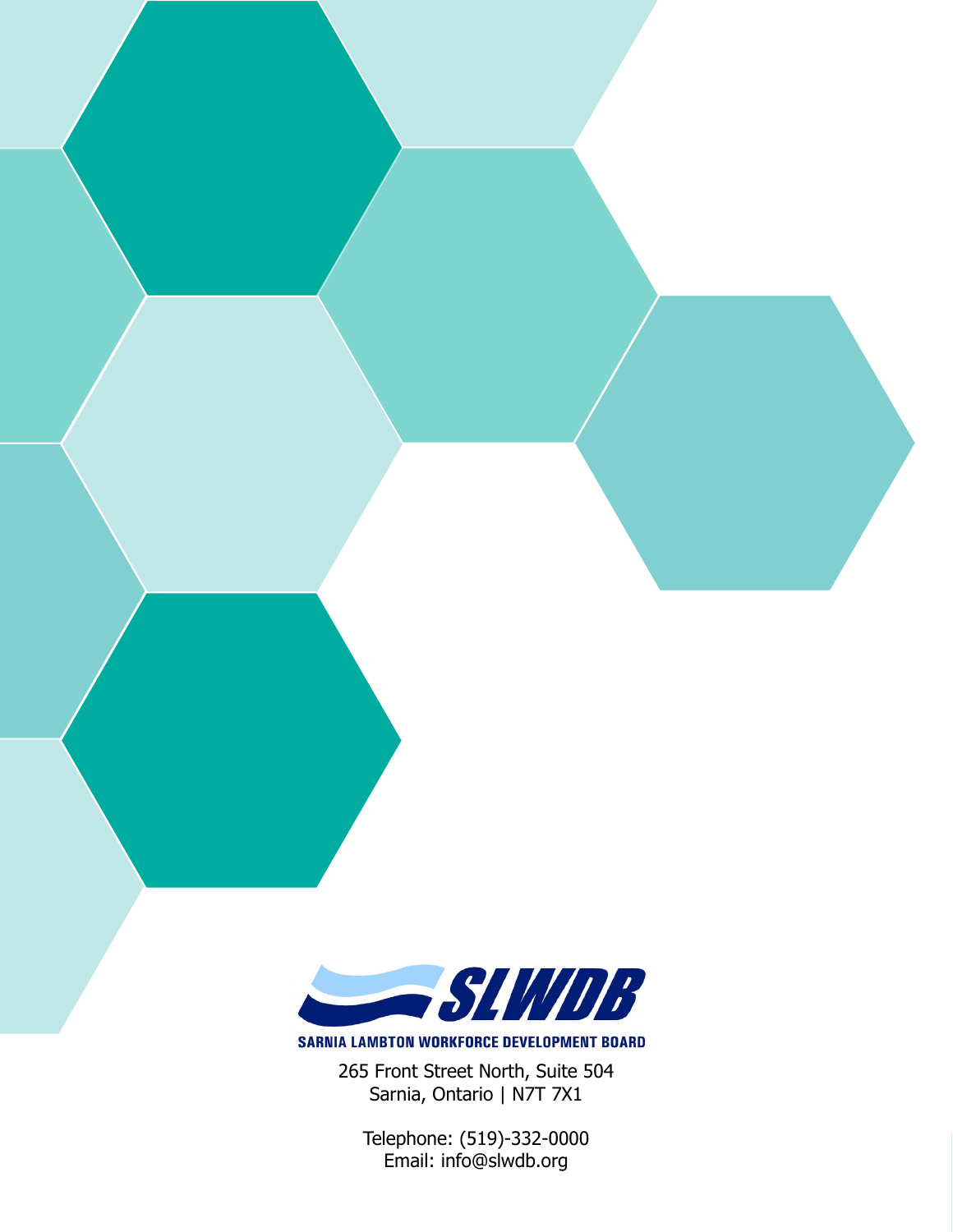SLWDB

SARNIA LAMBTON WORKFORCE DEVELOPMENT BOARD

265 Front Street North, Suite 504
Sarnia, Ontario | N7T 7X1

Telephone: (519)-332-0000
Email: info@slwdb.org